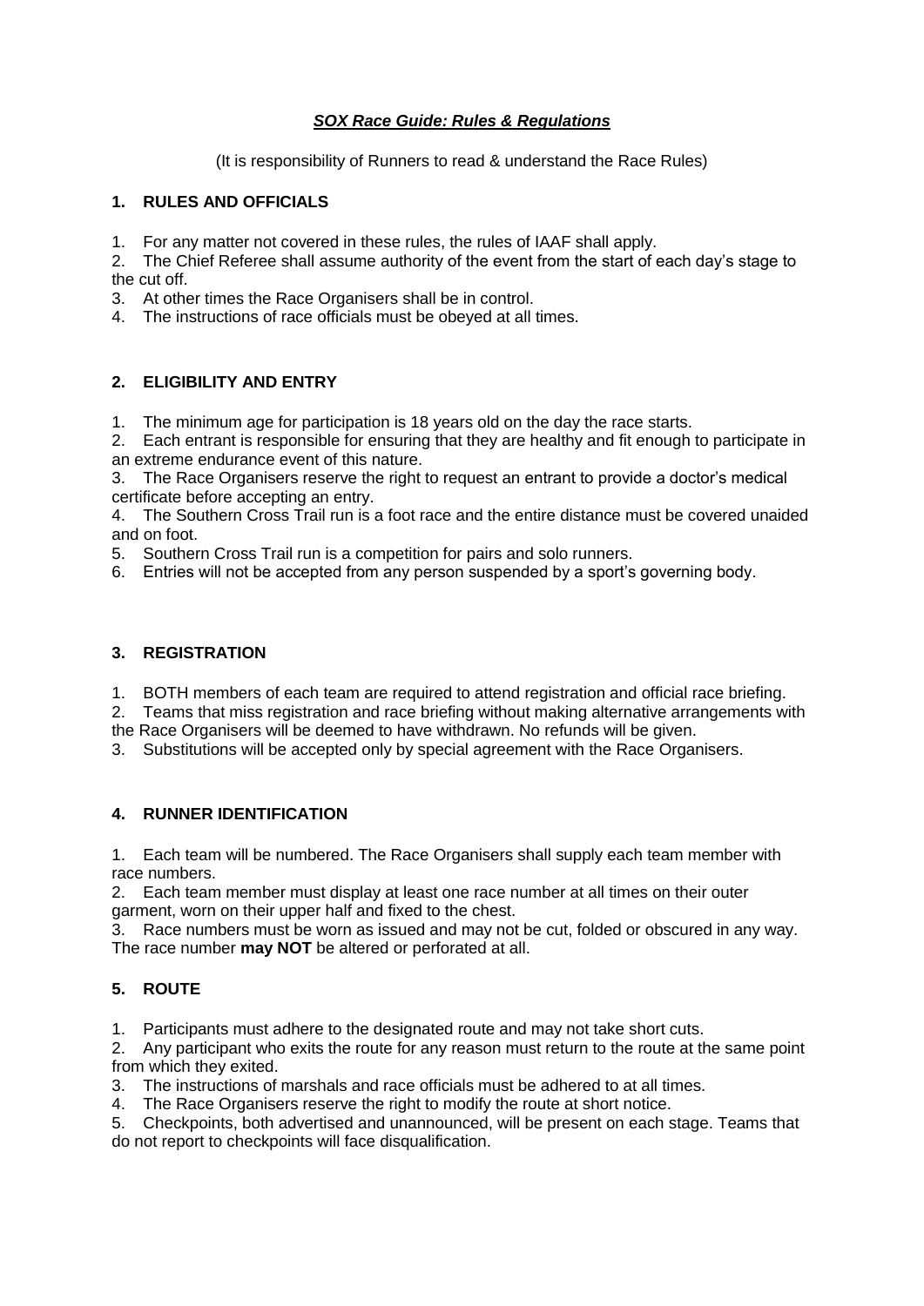# *SOX Race Guide: Rules & Regulations*

(It is responsibility of Runners to read & understand the Race Rules)

## 1. RULES AND OFFICIALS

1. For any matter not covered in these rules, the rules of IAAF shall apply.
2. The Chief Referee shall assume authority of the event from the start of each day's stage to the cut off.
3. At other times the Race Organisers shall be in control.
4. The instructions of race officials must be obeyed at all times.

## 2. ELIGIBILITY AND ENTRY

1. The minimum age for participation is 18 years old on the day the race starts.
2. Each entrant is responsible for ensuring that they are healthy and fit enough to participate in an extreme endurance event of this nature.
3. The Race Organisers reserve the right to request an entrant to provide a doctor's medical certificate before accepting an entry.
4. The Southern Cross Trail run is a foot race and the entire distance must be covered unaided and on foot.
5. Southern Cross Trail run is a competition for pairs and solo runners.
6. Entries will not be accepted from any person suspended by a sport's governing body.

## 3. REGISTRATION

1. BOTH members of each team are required to attend registration and official race briefing.
2. Teams that miss registration and race briefing without making alternative arrangements with the Race Organisers will be deemed to have withdrawn. No refunds will be given.
3. Substitutions will be accepted only by special agreement with the Race Organisers.

## 4. RUNNER IDENTIFICATION

1. Each team will be numbered. The Race Organisers shall supply each team member with race numbers.
2. Each team member must display at least one race number at all times on their outer garment, worn on their upper half and fixed to the chest.
3. Race numbers must be worn as issued and may not be cut, folded or obscured in any way. The race number **may NOT** be altered or perforated at all.

## 5. ROUTE

1. Participants must adhere to the designated route and may not take short cuts.
2. Any participant who exits the route for any reason must return to the route at the same point from which they exited.
3. The instructions of marshals and race officials must be adhered to at all times.
4. The Race Organisers reserve the right to modify the route at short notice.
5. Checkpoints, both advertised and unannounced, will be present on each stage. Teams that do not report to checkpoints will face disqualification.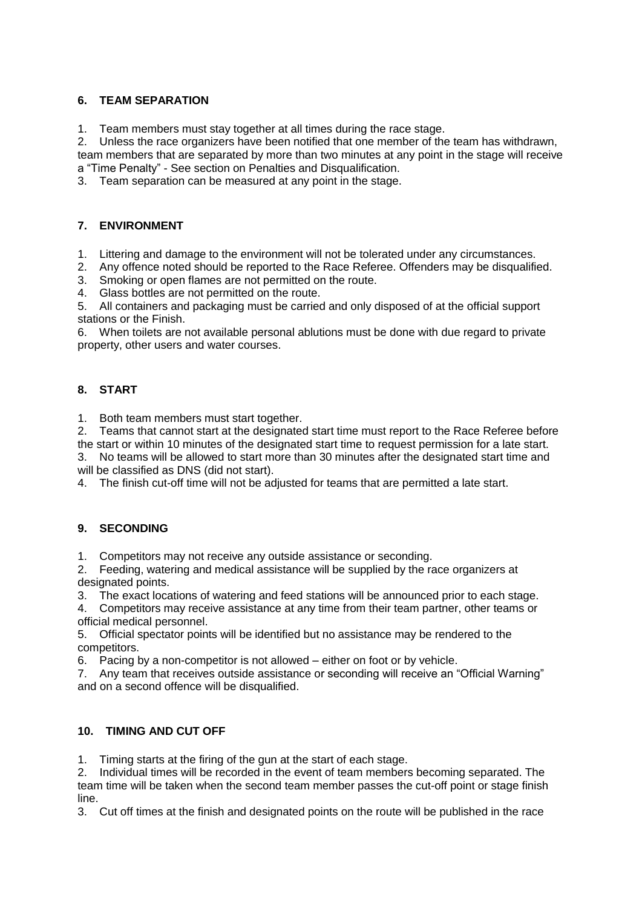## 6. TEAM SEPARATION

1. Team members must stay together at all times during the race stage.
2. Unless the race organizers have been notified that one member of the team has withdrawn, team members that are separated by more than two minutes at any point in the stage will receive a "Time Penalty" - See section on Penalties and Disqualification.
3. Team separation can be measured at any point in the stage.

## 7. ENVIRONMENT

1. Littering and damage to the environment will not be tolerated under any circumstances.
2. Any offence noted should be reported to the Race Referee. Offenders may be disqualified.
3. Smoking or open flames are not permitted on the route.
4. Glass bottles are not permitted on the route.
5. All containers and packaging must be carried and only disposed of at the official support stations or the Finish.
6. When toilets are not available personal ablutions must be done with due regard to private property, other users and water courses.

## 8. START

1. Both team members must start together.
2. Teams that cannot start at the designated start time must report to the Race Referee before the start or within 10 minutes of the designated start time to request permission for a late start.
3. No teams will be allowed to start more than 30 minutes after the designated start time and will be classified as DNS (did not start).
4. The finish cut-off time will not be adjusted for teams that are permitted a late start.

## 9. SECONDING

1. Competitors may not receive any outside assistance or seconding.
2. Feeding, watering and medical assistance will be supplied by the race organizers at designated points.
3. The exact locations of watering and feed stations will be announced prior to each stage.
4. Competitors may receive assistance at any time from their team partner, other teams or official medical personnel.
5. Official spectator points will be identified but no assistance may be rendered to the competitors.
6. Pacing by a non-competitor is not allowed – either on foot or by vehicle.
7. Any team that receives outside assistance or seconding will receive an "Official Warning" and on a second offence will be disqualified.

## 10. TIMING AND CUT OFF

1. Timing starts at the firing of the gun at the start of each stage.
2. Individual times will be recorded in the event of team members becoming separated. The team time will be taken when the second team member passes the cut-off point or stage finish line.
3. Cut off times at the finish and designated points on the route will be published in the race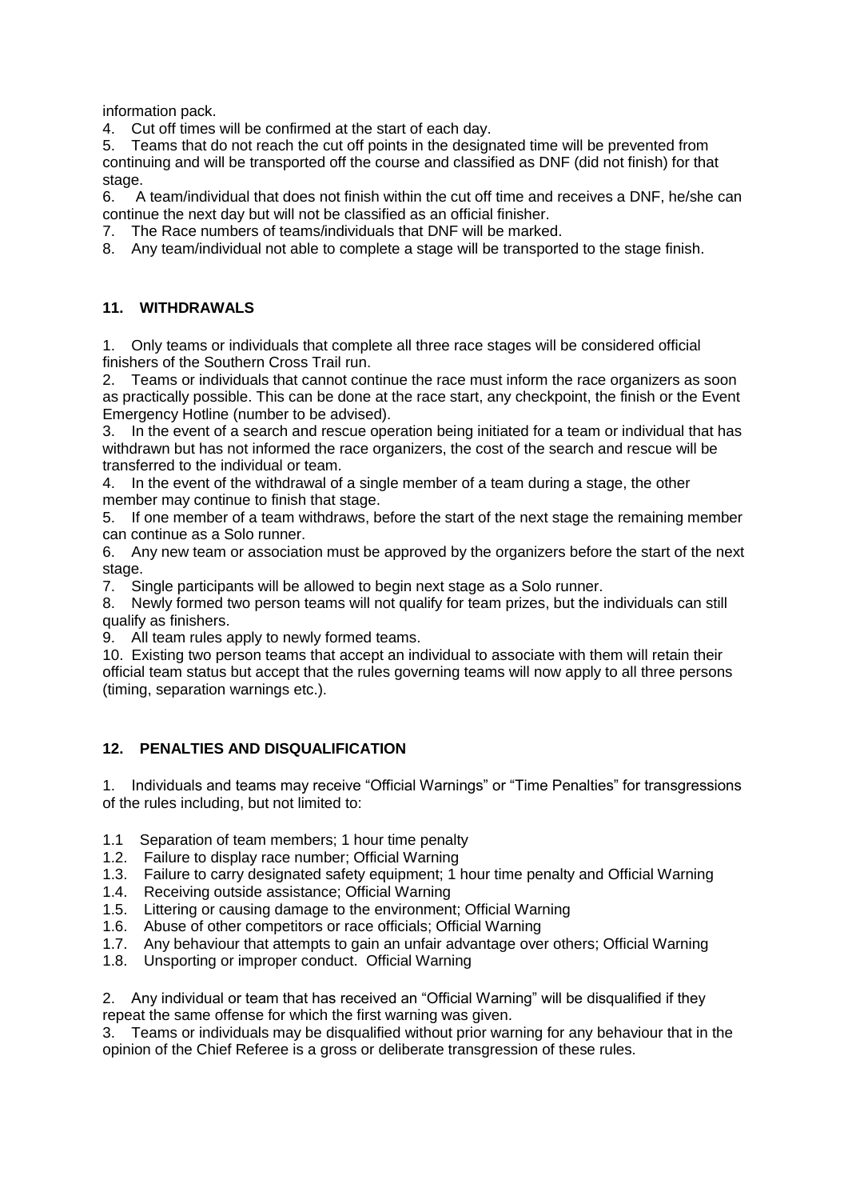information pack.

4. Cut off times will be confirmed at the start of each day.
5. Teams that do not reach the cut off points in the designated time will be prevented from continuing and will be transported off the course and classified as DNF (did not finish) for that stage.
6. A team/individual that does not finish within the cut off time and receives a DNF, he/she can continue the next day but will not be classified as an official finisher.
7. The Race numbers of teams/individuals that DNF will be marked.
8. Any team/individual not able to complete a stage will be transported to the stage finish.

## 11. WITHDRAWALS

1. Only teams or individuals that complete all three race stages will be considered official finishers of the Southern Cross Trail run.
2. Teams or individuals that cannot continue the race must inform the race organizers as soon as practically possible. This can be done at the race start, any checkpoint, the finish or the Event Emergency Hotline (number to be advised).
3. In the event of a search and rescue operation being initiated for a team or individual that has withdrawn but has not informed the race organizers, the cost of the search and rescue will be transferred to the individual or team.
4. In the event of the withdrawal of a single member of a team during a stage, the other member may continue to finish that stage.
5. If one member of a team withdraws, before the start of the next stage the remaining member can continue as a Solo runner.
6. Any new team or association must be approved by the organizers before the start of the next stage.
7. Single participants will be allowed to begin next stage as a Solo runner.
8. Newly formed two person teams will not qualify for team prizes, but the individuals can still qualify as finishers.
9. All team rules apply to newly formed teams.
10. Existing two person teams that accept an individual to associate with them will retain their official team status but accept that the rules governing teams will now apply to all three persons (timing, separation warnings etc.).

## 12. PENALTIES AND DISQUALIFICATION

1. Individuals and teams may receive "Official Warnings" or "Time Penalties" for transgressions of the rules including, but not limited to:

1.1 Separation of team members; 1 hour time penalty
1.2. Failure to display race number; Official Warning
1.3. Failure to carry designated safety equipment; 1 hour time penalty and Official Warning
1.4. Receiving outside assistance; Official Warning
1.5. Littering or causing damage to the environment; Official Warning
1.6. Abuse of other competitors or race officials; Official Warning
1.7. Any behaviour that attempts to gain an unfair advantage over others; Official Warning
1.8. Unsporting or improper conduct. Official Warning

2. Any individual or team that has received an "Official Warning" will be disqualified if they repeat the same offense for which the first warning was given.
3. Teams or individuals may be disqualified without prior warning for any behaviour that in the opinion of the Chief Referee is a gross or deliberate transgression of these rules.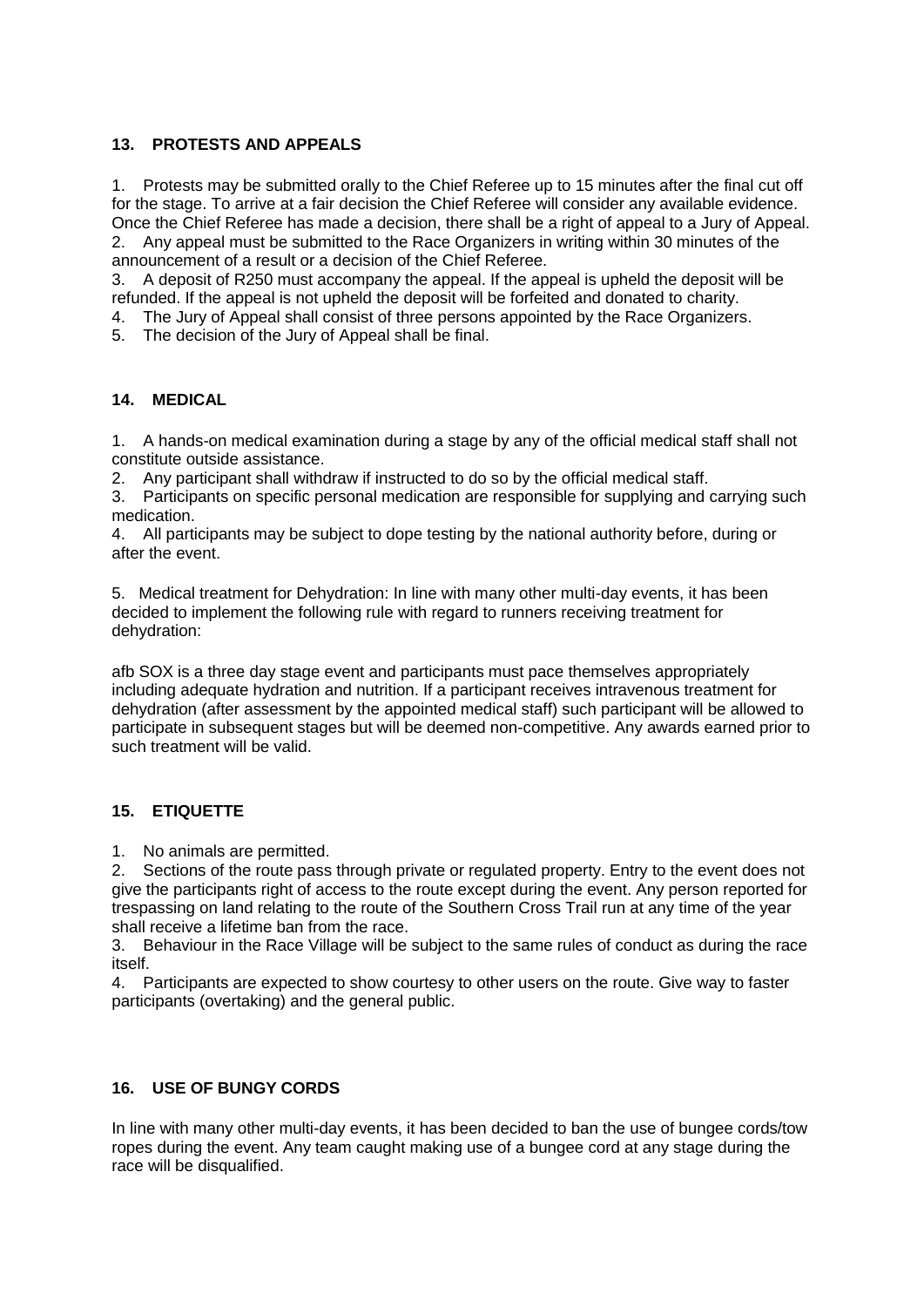## 13. PROTESTS AND APPEALS

1. Protests may be submitted orally to the Chief Referee up to 15 minutes after the final cut off for the stage. To arrive at a fair decision the Chief Referee will consider any available evidence. Once the Chief Referee has made a decision, there shall be a right of appeal to a Jury of Appeal.
2. Any appeal must be submitted to the Race Organizers in writing within 30 minutes of the announcement of a result or a decision of the Chief Referee.
3. A deposit of R250 must accompany the appeal. If the appeal is upheld the deposit will be refunded. If the appeal is not upheld the deposit will be forfeited and donated to charity.
4. The Jury of Appeal shall consist of three persons appointed by the Race Organizers.
5. The decision of the Jury of Appeal shall be final.

## 14. MEDICAL

1. A hands-on medical examination during a stage by any of the official medical staff shall not constitute outside assistance.
2. Any participant shall withdraw if instructed to do so by the official medical staff.
3. Participants on specific personal medication are responsible for supplying and carrying such medication.
4. All participants may be subject to dope testing by the national authority before, during or after the event.

5. Medical treatment for Dehydration: In line with many other multi-day events, it has been decided to implement the following rule with regard to runners receiving treatment for dehydration:

afb SOX is a three day stage event and participants must pace themselves appropriately including adequate hydration and nutrition. If a participant receives intravenous treatment for dehydration (after assessment by the appointed medical staff) such participant will be allowed to participate in subsequent stages but will be deemed non-competitive. Any awards earned prior to such treatment will be valid.

## 15. ETIQUETTE

1. No animals are permitted.
2. Sections of the route pass through private or regulated property. Entry to the event does not give the participants right of access to the route except during the event. Any person reported for trespassing on land relating to the route of the Southern Cross Trail run at any time of the year shall receive a lifetime ban from the race.
3. Behaviour in the Race Village will be subject to the same rules of conduct as during the race itself.
4. Participants are expected to show courtesy to other users on the route. Give way to faster participants (overtaking) and the general public.

## 16. USE OF BUNGY CORDS

In line with many other multi-day events, it has been decided to ban the use of bungee cords/tow ropes during the event. Any team caught making use of a bungee cord at any stage during the race will be disqualified.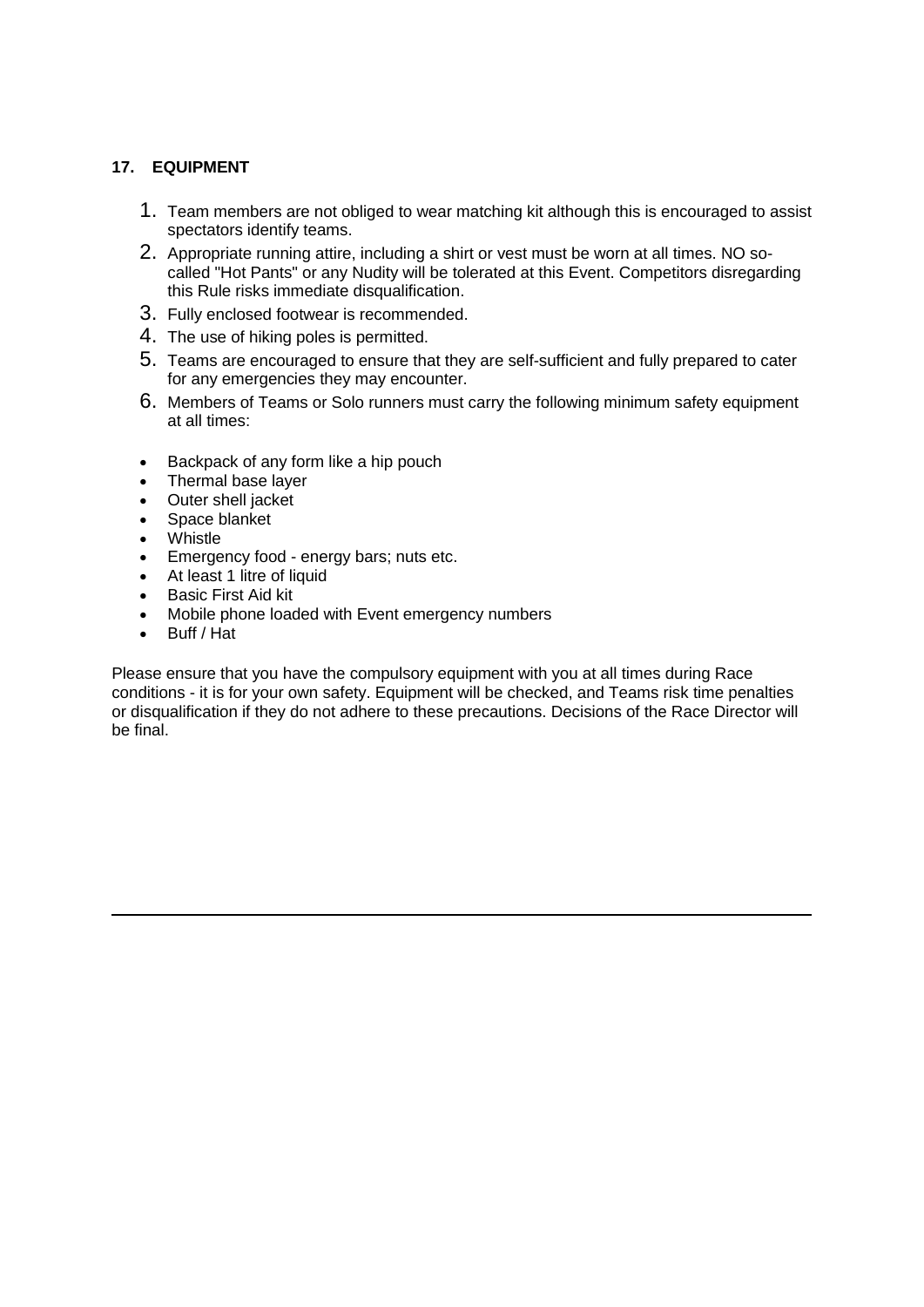## 17. EQUIPMENT

1. Team members are not obliged to wear matching kit although this is encouraged to assist spectators identify teams.
2. Appropriate running attire, including a shirt or vest must be worn at all times. NO so-called "Hot Pants" or any Nudity will be tolerated at this Event. Competitors disregarding this Rule risks immediate disqualification.
3. Fully enclosed footwear is recommended.
4. The use of hiking poles is permitted.
5. Teams are encouraged to ensure that they are self-sufficient and fully prepared to cater for any emergencies they may encounter.
6. Members of Teams or Solo runners must carry the following minimum safety equipment at all times:

- Backpack of any form like a hip pouch
- Thermal base layer
- Outer shell jacket
- Space blanket
- Whistle
- Emergency food - energy bars; nuts etc.
- At least 1 litre of liquid
- Basic First Aid kit
- Mobile phone loaded with Event emergency numbers
- Buff / Hat

Please ensure that you have the compulsory equipment with you at all times during Race conditions - it is for your own safety. Equipment will be checked, and Teams risk time penalties or disqualification if they do not adhere to these precautions. Decisions of the Race Director will be final.